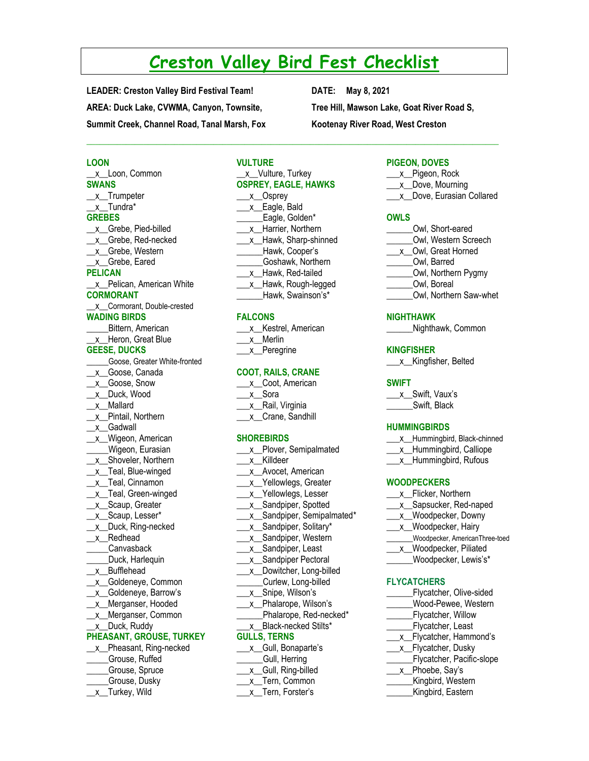# Creston Valley Bird Fest Checklist

**LEADER: Creston Valley Bird Festival Team!** **DATE: May 8, 2021**

**AREA: Duck Lake, CVWMA, Canyon, Townsite, Tree Hill, Mawson Lake, Goat River Road S, Summit Creek, Channel Road, Tanal Marsh, Fox Kootenay River Road, West Creston**

---

**LOON**

__x__Loon, Common

**SWANS**

__x__Trumpeter
__x__Tundra*

**GREBES**

__x__Grebe, Pied-billed
__x__Grebe, Red-necked
__x__Grebe, Western
__x__Grebe, Eared

**PELICAN**

__x__Pelican, American White

**CORMORANT**

__x__Cormorant, Double-crested

**WADING BIRDS**

_____Bittern, American
__x__Heron, Great Blue

**GEESE, DUCKS**

_____Goose, Greater White-fronted
__x__Goose, Canada
__x__Goose, Snow
__x__Duck, Wood
__x__Mallard
__x__Pintail, Northern
__x__Gadwall
__x__Wigeon, American
_____Wigeon, Eurasian
__x__Shoveler, Northern
__x__Teal, Blue-winged
__x__Teal, Cinnamon
__x__Teal, Green-winged
__x__Scaup, Greater
__x__Scaup, Lesser*
__x__Duck, Ring-necked
__x__Redhead
_____Canvasback
_____Duck, Harlequin
__x__Bufflehead
__x__Goldeneye, Common
__x__Goldeneye, Barrow's
__x__Merganser, Hooded
__x__Merganser, Common
__x__Duck, Ruddy

**PHEASANT, GROUSE, TURKEY**

__x__Pheasant, Ring-necked
_____Grouse, Ruffed
_____Grouse, Spruce
_____Grouse, Dusky
__x__Turkey, Wild

**VULTURE**

___x__Vulture, Turkey

**OSPREY, EAGLE, HAWKS**

___x__Osprey
___x__Eagle, Bald
______Eagle, Golden*
___x__Harrier, Northern
___x__Hawk, Sharp-shinned
______Hawk, Cooper's
______Goshawk, Northern
___x__Hawk, Red-tailed
___x__Hawk, Rough-legged
______Hawk, Swainson's*

**FALCONS**

___x__Kestrel, American
___x__Merlin
___x__Peregrine

**COOT, RAILS, CRANE**

___x__Coot, American
___x__Sora
___x__Rail, Virginia
___x__Crane, Sandhill

**SHOREBIRDS**

___x__Plover, Semipalmated
___x__Killdeer
___x__Avocet, American
___x__Yellowlegs, Greater
___x__Yellowlegs, Lesser
___x__Sandpiper, Spotted
___x__Sandpiper, Semipalmated*
___x__Sandpiper, Solitary*
___x__Sandpiper, Western
___x__Sandpiper, Least
___x__Sandpiper Pectoral
___x__Dowitcher, Long-billed
______Curlew, Long-billed
___x__Snipe, Wilson's
___x__Phalarope, Wilson's
______Phalarope, Red-necked*
___x__Black-necked Stilts*

**GULLS, TERNS**

___x__Gull, Bonaparte's
______Gull, Herring
___x__Gull, Ring-billed
___x__Tern, Common
___x__Tern, Forster's

**PIGEON, DOVES**

___x__Pigeon, Rock
___x__Dove, Mourning
___x__Dove, Eurasian Collared

**OWLS**

______Owl, Short-eared
______Owl, Western Screech
___x__Owl, Great Horned
______Owl, Barred
______Owl, Northern Pygmy
______Owl, Boreal
______Owl, Northern Saw-whet

**NIGHTHAWK**

______Nighthawk, Common

**KINGFISHER**

___x__Kingfisher, Belted

**SWIFT**

___x__Swift, Vaux's
______Swift, Black

**HUMMINGBIRDS**

___x__Hummingbird, Black-chinned
___x__Hummingbird, Calliope
___x__Hummingbird, Rufous

**WOODPECKERS**

___x__Flicker, Northern
___x__Sapsucker, Red-naped
___x__Woodpecker, Downy
___x__Woodpecker, Hairy
______Woodpecker, AmericanThree-toed
___x__Woodpecker, Piliated
______Woodpecker, Lewis's*

**FLYCATCHERS**

______Flycatcher, Olive-sided
______Wood-Pewee, Western
______Flycatcher, Willow
______Flycatcher, Least
___x__Flycatcher, Hammond's
___x__Flycatcher, Dusky
______Flycatcher, Pacific-slope
___x__Phoebe, Say's
______Kingbird, Western
______Kingbird, Eastern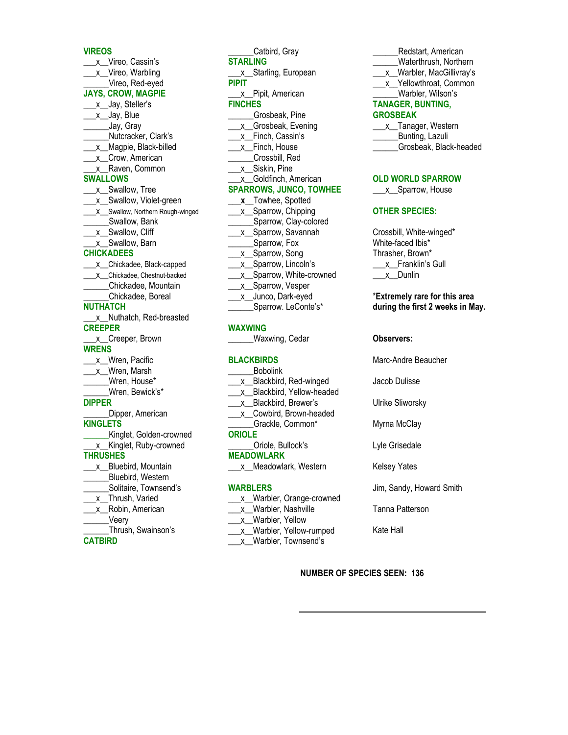**VIREOS**

___x__Vireo, Cassin's
___x__Vireo, Warbling
______Vireo, Red-eyed

**JAYS, CROW, MAGPIE**

___x__Jay, Steller's
___x__Jay, Blue
______Jay, Gray
______Nutcracker, Clark's
___x__Magpie, Black-billed
___x__Crow, American
___x__Raven, Common

**SWALLOWS**

___x__Swallow, Tree
___x__Swallow, Violet-green
___x__Swallow, Northern Rough-winged
______Swallow, Bank
___x__Swallow, Cliff
___x__Swallow, Barn

**CHICKADEES**

___x__Chickadee, Black-capped
___x__Chickadee, Chestnut-backed
______Chickadee, Mountain
______Chickadee, Boreal

**NUTHATCH**

___x__Nuthatch, Red-breasted

**CREEPER**

___x__Creeper, Brown

**WRENS**

___x__Wren, Pacific
___x__Wren, Marsh
______Wren, House*
______Wren, Bewick's*

**DIPPER**

______Dipper, American

**KINGLETS**

______Kinglet, Golden-crowned
___x__Kinglet, Ruby-crowned

**THRUSHES**

___x__Bluebird, Mountain
______Bluebird, Western
______Solitaire, Townsend's
___x__Thrush, Varied
___x__Robin, American
______Veery
______Thrush, Swainson's

**CATBIRD**

______Catbird, Gray

**STARLING**

___x__Starling, European

**PIPIT**

___x__Pipit, American

**FINCHES**

______Grosbeak, Pine
___x__Grosbeak, Evening
___x__Finch, Cassin's
___x__Finch, House
______Crossbill, Red
___x__Siskin, Pine
___x__Goldfinch, American

**SPARROWS, JUNCO, TOWHEE**

___**x**__Towhee, Spotted
___x__Sparrow, Chipping
______Sparrow, Clay-colored
___x__Sparrow, Savannah
______Sparrow, Fox
___x__Sparrow, Song
___x__Sparrow, Lincoln's
___x__Sparrow, White-crowned
___x__Sparrow, Vesper
___x__Junco, Dark-eyed
______Sparrow. LeConte's*

**WAXWING**

______Waxwing, Cedar

**BLACKBIRDS**

______Bobolink
___x__Blackbird, Red-winged
___x__Blackbird, Yellow-headed
___x__Blackbird, Brewer's
___x__Cowbird, Brown-headed
______Grackle, Common*

**ORIOLE**

______Oriole, Bullock's

**MEADOWLARK**

___x__Meadowlark, Western

**WARBLERS**

___x__Warbler, Orange-crowned
___x__Warbler, Nashville
___x__Warbler, Yellow
___x__Warbler, Yellow-rumped
___x__Warbler, Townsend's
______Redstart, American
______Waterthrush, Northern
___x__Warbler, MacGillivray's
___x__Yellowthroat, Common
______Warbler, Wilson's

**TANAGER, BUNTING, GROSBEAK**

___x__Tanager, Western
______Bunting, Lazuli
______Grosbeak, Black-headed

**OLD WORLD SPARROW**

___x__Sparrow, House

**OTHER SPECIES:**

Crossbill, White-winged*
White-faced Ibis*
Thrasher, Brown*
___x__Franklin's Gull
___x__Dunlin

***Extremely rare for this area during the first 2 weeks in May.**

**Observers:**

Marc-Andre Beaucher

Jacob Dulisse

Ulrike Sliworsky

Myrna McClay

Lyle Grisedale

Kelsey Yates

Jim, Sandy, Howard Smith

Tanna Patterson

Kate Hall

**NUMBER OF SPECIES SEEN: 136**